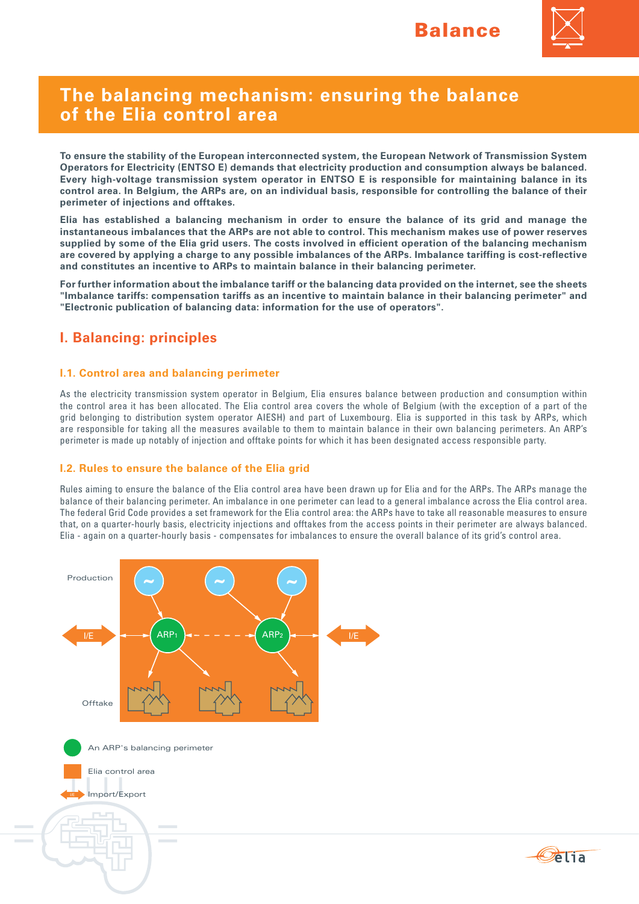# The balancing mechanism: ensuring the balance of the Elia control area

**To ensure the stability of the European interconnected system, the European Network of Transmission System Operators for Electricity (ENTSO E) demands that electricity production and consumption always be balanced. Every high-voltage transmission system operator in ENTSO E is responsible for maintaining balance in its control area. In Belgium, the ARPs are, on an individual basis, responsible for controlling the balance of their perimeter of injections and offtakes.**

**Elia has established a balancing mechanism in order to ensure the balance of its grid and manage the instantaneous imbalances that the ARPs are not able to control. This mechanism makes use of power reserves supplied by some of the Elia grid users. The costs involved in efficient operation of the balancing mechanism are covered by applying a charge to any possible imbalances of the ARPs. Imbalance tariffing is cost-reflective and constitutes an incentive to ARPs to maintain balance in their balancing perimeter.**

**For further information about the imbalance tariff or the balancing data provided on the internet, see the sheets "Imbalance tariffs: compensation tariffs as an incentive to maintain balance in their balancing perimeter" and "Electronic publication of balancing data: information for the use of operators".**

## I. Balancing: principles

### I.1. Control area and balancing perimeter

As the electricity transmission system operator in Belgium, Elia ensures balance between production and consumption within the control area it has been allocated. The Elia control area covers the whole of Belgium (with the exception of a part of the grid belonging to distribution system operator AIESH) and part of Luxembourg. Elia is supported in this task by ARPs, which are responsible for taking all the measures available to them to maintain balance in their own balancing perimeters. An ARP's perimeter is made up notably of injection and offtake points for which it has been designated access responsible party.

### I.2. Rules to ensure the balance of the Elia grid

Rules aiming to ensure the balance of the Elia control area have been drawn up for Elia and for the ARPs. The ARPs manage the balance of their balancing perimeter. An imbalance in one perimeter can lead to a general imbalance across the Elia control area. The federal Grid Code provides a set framework for the Elia control area: the ARPs have to take all reasonable measures to ensure that, on a quarter-hourly basis, electricity injections and offtakes from the access points in their perimeter are always balanced. Elia - again on a quarter-hourly basis - compensates for imbalances to ensure the overall balance of its grid's control area.

Production

I/E

$ARP_1$

$ARP_2$

I/E

Offtake

An ARP's balancing perimeter

Elia control area

Import/Export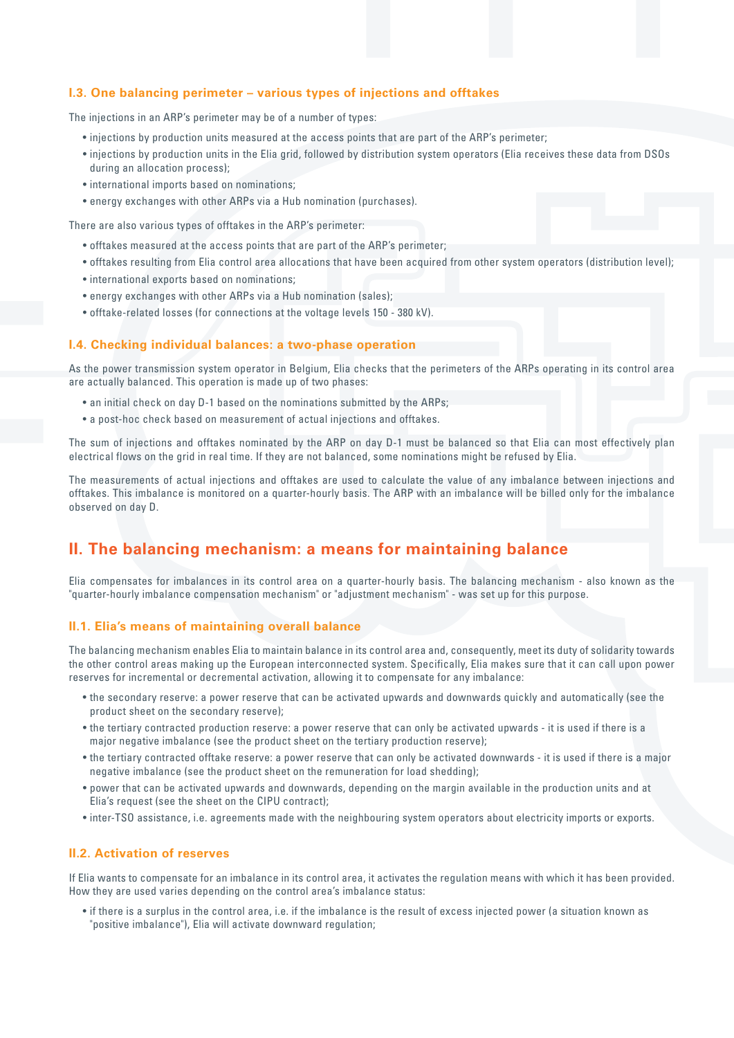### I.3. One balancing perimeter – various types of injections and offtakes

The injections in an ARP's perimeter may be of a number of types:

- injections by production units measured at the access points that are part of the ARP's perimeter;
- injections by production units in the Elia grid, followed by distribution system operators (Elia receives these data from DSOs during an allocation process);
- international imports based on nominations;
- energy exchanges with other ARPs via a Hub nomination (purchases).

There are also various types of offtakes in the ARP's perimeter:

- offtakes measured at the access points that are part of the ARP's perimeter;
- offtakes resulting from Elia control area allocations that have been acquired from other system operators (distribution level);
- international exports based on nominations;
- energy exchanges with other ARPs via a Hub nomination (sales);
- offtake-related losses (for connections at the voltage levels 150 - 380 kV).

### I.4. Checking individual balances: a two-phase operation

As the power transmission system operator in Belgium, Elia checks that the perimeters of the ARPs operating in its control area are actually balanced. This operation is made up of two phases:

- an initial check on day D-1 based on the nominations submitted by the ARPs;
- a post-hoc check based on measurement of actual injections and offtakes.

The sum of injections and offtakes nominated by the ARP on day D-1 must be balanced so that Elia can most effectively plan electrical flows on the grid in real time. If they are not balanced, some nominations might be refused by Elia.

The measurements of actual injections and offtakes are used to calculate the value of any imbalance between injections and offtakes. This imbalance is monitored on a quarter-hourly basis. The ARP with an imbalance will be billed only for the imbalance observed on day D.

## II. The balancing mechanism: a means for maintaining balance

Elia compensates for imbalances in its control area on a quarter-hourly basis. The balancing mechanism - also known as the "quarter-hourly imbalance compensation mechanism" or "adjustment mechanism" - was set up for this purpose.

### II.1. Elia's means of maintaining overall balance

The balancing mechanism enables Elia to maintain balance in its control area and, consequently, meet its duty of solidarity towards the other control areas making up the European interconnected system. Specifically, Elia makes sure that it can call upon power reserves for incremental or decremental activation, allowing it to compensate for any imbalance:

- the secondary reserve: a power reserve that can be activated upwards and downwards quickly and automatically (see the product sheet on the secondary reserve);
- the tertiary contracted production reserve: a power reserve that can only be activated upwards - it is used if there is a major negative imbalance (see the product sheet on the tertiary production reserve);
- the tertiary contracted offtake reserve: a power reserve that can only be activated downwards - it is used if there is a major negative imbalance (see the product sheet on the remuneration for load shedding);
- power that can be activated upwards and downwards, depending on the margin available in the production units and at Elia's request (see the sheet on the CIPU contract);
- inter-TSO assistance, i.e. agreements made with the neighbouring system operators about electricity imports or exports.

### II.2. Activation of reserves

If Elia wants to compensate for an imbalance in its control area, it activates the regulation means with which it has been provided. How they are used varies depending on the control area's imbalance status:

- if there is a surplus in the control area, i.e. if the imbalance is the result of excess injected power (a situation known as "positive imbalance"), Elia will activate downward regulation;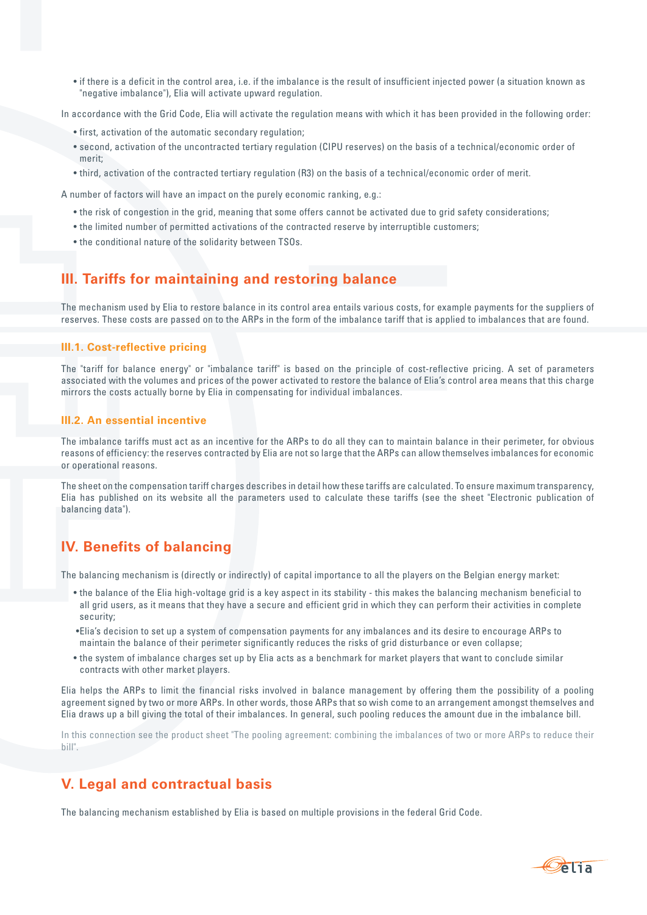- if there is a deficit in the control area, i.e. if the imbalance is the result of insufficient injected power (a situation known as "negative imbalance"), Elia will activate upward regulation.

In accordance with the Grid Code, Elia will activate the regulation means with which it has been provided in the following order:

- first, activation of the automatic secondary regulation;
- second, activation of the uncontracted tertiary regulation (CIPU reserves) on the basis of a technical/economic order of merit;
- third, activation of the contracted tertiary regulation (R3) on the basis of a technical/economic order of merit.

A number of factors will have an impact on the purely economic ranking, e.g.:

- the risk of congestion in the grid, meaning that some offers cannot be activated due to grid safety considerations;
- the limited number of permitted activations of the contracted reserve by interruptible customers;
- the conditional nature of the solidarity between TSOs.

## III. Tariffs for maintaining and restoring balance

The mechanism used by Elia to restore balance in its control area entails various costs, for example payments for the suppliers of reserves. These costs are passed on to the ARPs in the form of the imbalance tariff that is applied to imbalances that are found.

### III.1. Cost-reflective pricing

The "tariff for balance energy" or "imbalance tariff" is based on the principle of cost-reflective pricing. A set of parameters associated with the volumes and prices of the power activated to restore the balance of Elia's control area means that this charge mirrors the costs actually borne by Elia in compensating for individual imbalances.

### III.2. An essential incentive

The imbalance tariffs must act as an incentive for the ARPs to do all they can to maintain balance in their perimeter, for obvious reasons of efficiency: the reserves contracted by Elia are not so large that the ARPs can allow themselves imbalances for economic or operational reasons.

The sheet on the compensation tariff charges describes in detail how these tariffs are calculated. To ensure maximum transparency, Elia has published on its website all the parameters used to calculate these tariffs (see the sheet "Electronic publication of balancing data").

## IV. Benefits of balancing

The balancing mechanism is (directly or indirectly) of capital importance to all the players on the Belgian energy market:

- the balance of the Elia high-voltage grid is a key aspect in its stability - this makes the balancing mechanism beneficial to all grid users, as it means that they have a secure and efficient grid in which they can perform their activities in complete security;
- Elia's decision to set up a system of compensation payments for any imbalances and its desire to encourage ARPs to maintain the balance of their perimeter significantly reduces the risks of grid disturbance or even collapse;
- the system of imbalance charges set up by Elia acts as a benchmark for market players that want to conclude similar contracts with other market players.

Elia helps the ARPs to limit the financial risks involved in balance management by offering them the possibility of a pooling agreement signed by two or more ARPs. In other words, those ARPs that so wish come to an arrangement amongst themselves and Elia draws up a bill giving the total of their imbalances. In general, such pooling reduces the amount due in the imbalance bill.

In this connection see the product sheet "The pooling agreement: combining the imbalances of two or more ARPs to reduce their bill".

## V. Legal and contractual basis

The balancing mechanism established by Elia is based on multiple provisions in the federal Grid Code.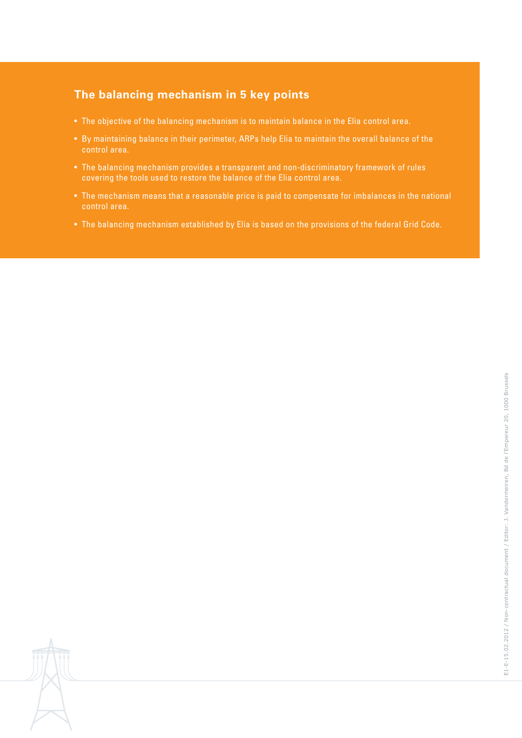## The balancing mechanism in 5 key points

- The objective of the balancing mechanism is to maintain balance in the Elia control area.
- By maintaining balance in their perimeter, ARPs help Elia to maintain the overall balance of the control area.
- The balancing mechanism provides a transparent and non-discriminatory framework of rules covering the tools used to restore the balance of the Elia control area.
- The mechanism means that a reasonable price is paid to compensate for imbalances in the national control area.
- The balancing mechanism established by Elia is based on the provisions of the federal Grid Code.

E1-E-15.02.2012 / Non-contractual document / Editor: J. Vandermeiren, Bd de l'Empereur 20, 1000 Brussels